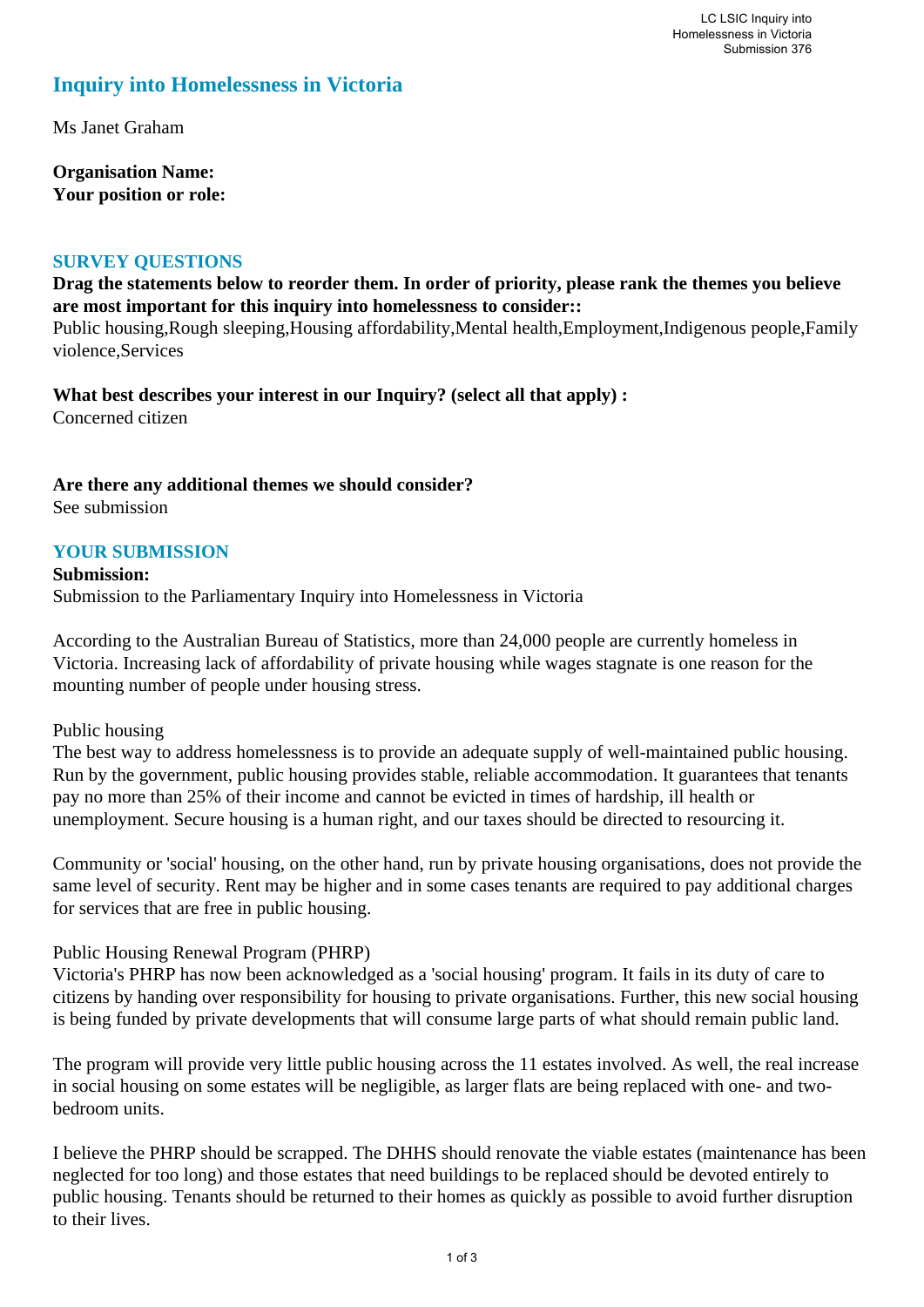# Inquiry into Homelessness in Victoria

Ms Janet Graham

**Organisation Name:**
**Your position or role:**

## SURVEY QUESTIONS

**Drag the statements below to reorder them. In order of priority, please rank the themes you believe are most important for this inquiry into homelessness to consider::**
Public housing,Rough sleeping,Housing affordability,Mental health,Employment,Indigenous people,Family violence,Services

**What best describes your interest in our Inquiry? (select all that apply) :**
Concerned citizen

**Are there any additional themes we should consider?**
See submission

## YOUR SUBMISSION

**Submission:**
Submission to the Parliamentary Inquiry into Homelessness in Victoria

According to the Australian Bureau of Statistics, more than 24,000 people are currently homeless in Victoria. Increasing lack of affordability of private housing while wages stagnate is one reason for the mounting number of people under housing stress.

Public housing
The best way to address homelessness is to provide an adequate supply of well-maintained public housing. Run by the government, public housing provides stable, reliable accommodation. It guarantees that tenants pay no more than 25% of their income and cannot be evicted in times of hardship, ill health or unemployment. Secure housing is a human right, and our taxes should be directed to resourcing it.

Community or 'social' housing, on the other hand, run by private housing organisations, does not provide the same level of security. Rent may be higher and in some cases tenants are required to pay additional charges for services that are free in public housing.

Public Housing Renewal Program (PHRP)
Victoria's PHRP has now been acknowledged as a 'social housing' program. It fails in its duty of care to citizens by handing over responsibility for housing to private organisations. Further, this new social housing is being funded by private developments that will consume large parts of what should remain public land.

The program will provide very little public housing across the 11 estates involved. As well, the real increase in social housing on some estates will be negligible, as larger flats are being replaced with one- and two-bedroom units.

I believe the PHRP should be scrapped. The DHHS should renovate the viable estates (maintenance has been neglected for too long) and those estates that need buildings to be replaced should be devoted entirely to public housing. Tenants should be returned to their homes as quickly as possible to avoid further disruption to their lives.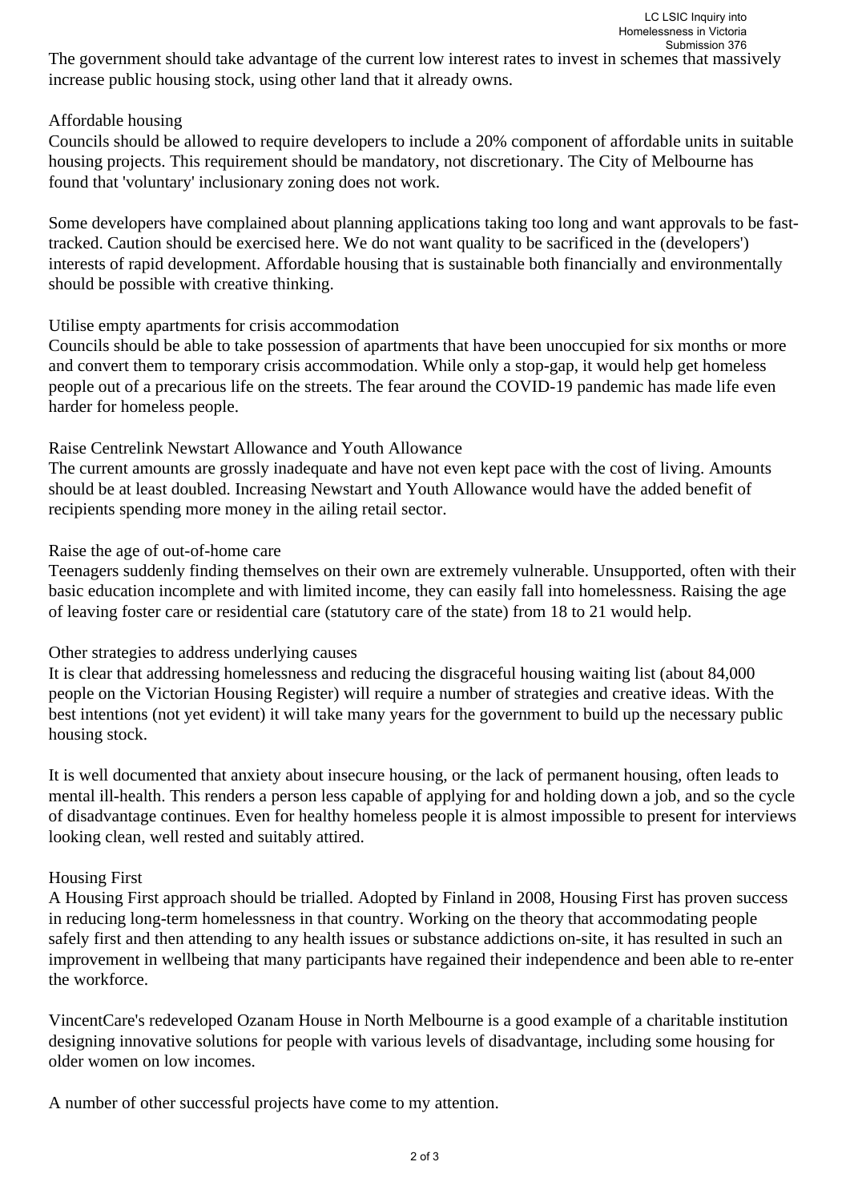The government should take advantage of the current low interest rates to invest in schemes that massively increase public housing stock, using other land that it already owns.

## Affordable housing

Councils should be allowed to require developers to include a 20% component of affordable units in suitable housing projects. This requirement should be mandatory, not discretionary. The City of Melbourne has found that 'voluntary' inclusionary zoning does not work.

Some developers have complained about planning applications taking too long and want approvals to be fast-tracked. Caution should be exercised here. We do not want quality to be sacrificed in the (developers') interests of rapid development. Affordable housing that is sustainable both financially and environmentally should be possible with creative thinking.

## Utilise empty apartments for crisis accommodation

Councils should be able to take possession of apartments that have been unoccupied for six months or more and convert them to temporary crisis accommodation. While only a stop-gap, it would help get homeless people out of a precarious life on the streets. The fear around the COVID-19 pandemic has made life even harder for homeless people.

## Raise Centrelink Newstart Allowance and Youth Allowance

The current amounts are grossly inadequate and have not even kept pace with the cost of living. Amounts should be at least doubled. Increasing Newstart and Youth Allowance would have the added benefit of recipients spending more money in the ailing retail sector.

## Raise the age of out-of-home care

Teenagers suddenly finding themselves on their own are extremely vulnerable. Unsupported, often with their basic education incomplete and with limited income, they can easily fall into homelessness. Raising the age of leaving foster care or residential care (statutory care of the state) from 18 to 21 would help.

## Other strategies to address underlying causes

It is clear that addressing homelessness and reducing the disgraceful housing waiting list (about 84,000 people on the Victorian Housing Register) will require a number of strategies and creative ideas. With the best intentions (not yet evident) it will take many years for the government to build up the necessary public housing stock.

It is well documented that anxiety about insecure housing, or the lack of permanent housing, often leads to mental ill-health. This renders a person less capable of applying for and holding down a job, and so the cycle of disadvantage continues. Even for healthy homeless people it is almost impossible to present for interviews looking clean, well rested and suitably attired.

## Housing First

A Housing First approach should be trialled. Adopted by Finland in 2008, Housing First has proven success in reducing long-term homelessness in that country. Working on the theory that accommodating people safely first and then attending to any health issues or substance addictions on-site, it has resulted in such an improvement in wellbeing that many participants have regained their independence and been able to re-enter the workforce.

VincentCare's redeveloped Ozanam House in North Melbourne is a good example of a charitable institution designing innovative solutions for people with various levels of disadvantage, including some housing for older women on low incomes.

A number of other successful projects have come to my attention.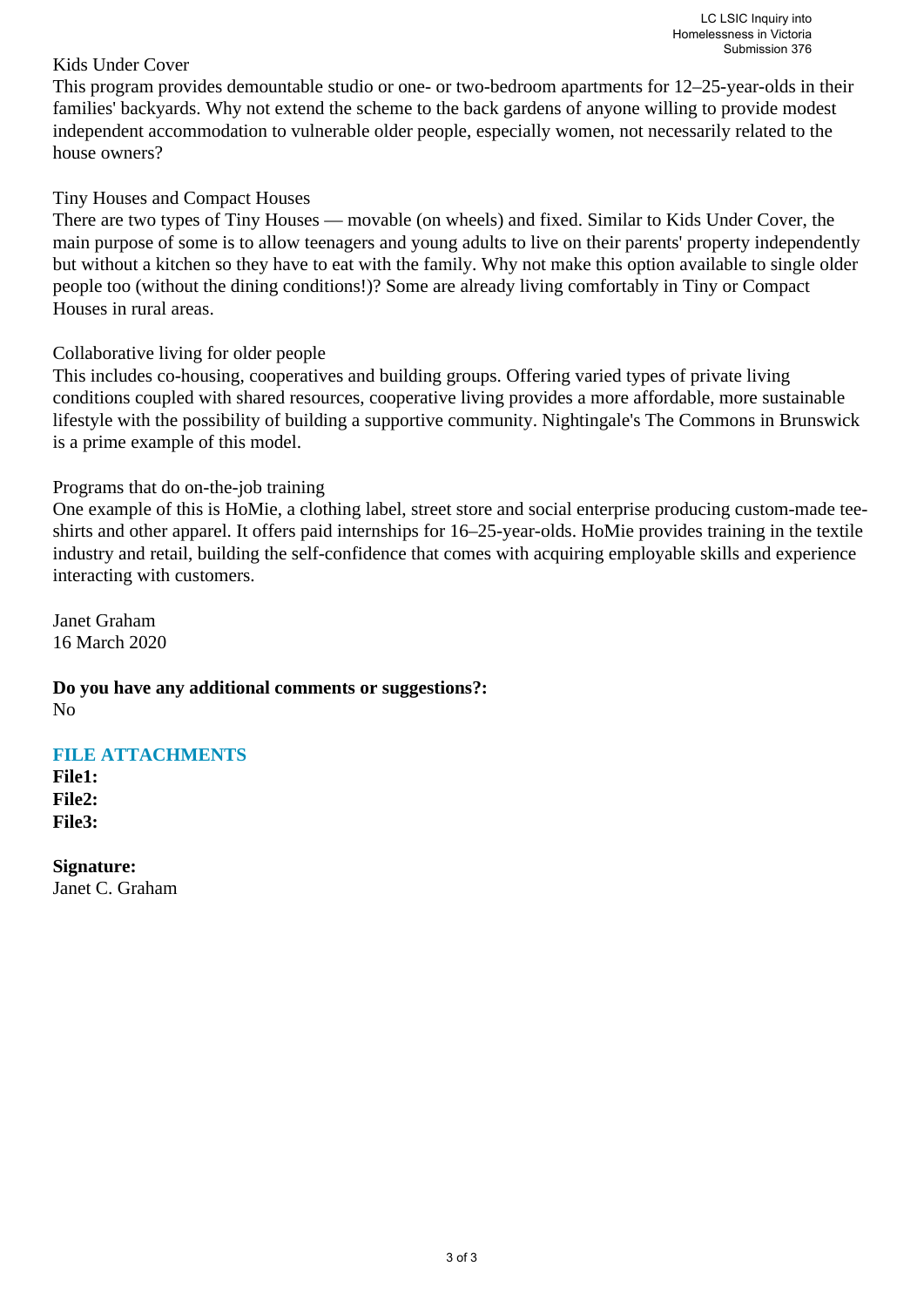Kids Under Cover

This program provides demountable studio or one- or two-bedroom apartments for 12–25-year-olds in their families' backyards. Why not extend the scheme to the back gardens of anyone willing to provide modest independent accommodation to vulnerable older people, especially women, not necessarily related to the house owners?

Tiny Houses and Compact Houses

There are two types of Tiny Houses — movable (on wheels) and fixed. Similar to Kids Under Cover, the main purpose of some is to allow teenagers and young adults to live on their parents' property independently but without a kitchen so they have to eat with the family. Why not make this option available to single older people too (without the dining conditions!)? Some are already living comfortably in Tiny or Compact Houses in rural areas.

Collaborative living for older people

This includes co-housing, cooperatives and building groups. Offering varied types of private living conditions coupled with shared resources, cooperative living provides a more affordable, more sustainable lifestyle with the possibility of building a supportive community. Nightingale's The Commons in Brunswick is a prime example of this model.

Programs that do on-the-job training

One example of this is HoMie, a clothing label, street store and social enterprise producing custom-made tee-shirts and other apparel. It offers paid internships for 16–25-year-olds. HoMie provides training in the textile industry and retail, building the self-confidence that comes with acquiring employable skills and experience interacting with customers.

Janet Graham
16 March 2020

**Do you have any additional comments or suggestions?:**
No

## FILE ATTACHMENTS

**File1:**
**File2:**
**File3:**

**Signature:**
Janet C. Graham